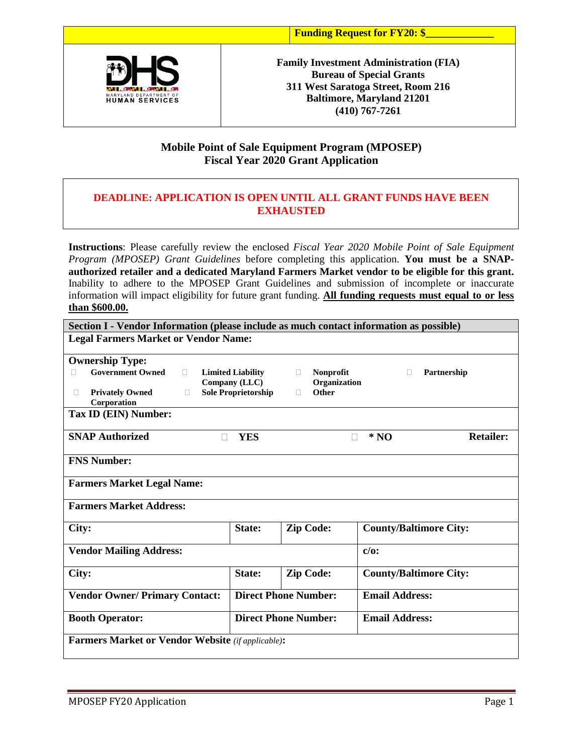**Funding Request for FY20: $\_\_\_\_\_\_\_\_\_\_\_\_**

MARYLAND DEPARTMENT OF HUMAN SERVICES

**Family Investment Administration (FIA)**
**Bureau of Special Grants**
**311 West Saratoga Street, Room 216**
**Baltimore, Maryland 21201**
**(410) 767-7261**

## Mobile Point of Sale Equipment Program (MPOSEP)
## Fiscal Year 2020 Grant Application

**DEADLINE: APPLICATION IS OPEN UNTIL ALL GRANT FUNDS HAVE BEEN EXHAUSTED**

**Instructions**: Please carefully review the enclosed *Fiscal Year 2020 Mobile Point of Sale Equipment Program (MPOSEP) Grant Guidelines* before completing this application. **You must be a SNAP-authorized retailer and a dedicated Maryland Farmers Market vendor to be eligible for this grant.** Inability to adhere to the MPOSEP Grant Guidelines and submission of incomplete or inaccurate information will impact eligibility for future grant funding. **All funding requests must equal to or less than $600.00.**

| **Section I - Vendor Information (please include as much contact information as possible)** | | | |
|---|---|---|---|
| **Legal Farmers Market or Vendor Name:** | | | |
| **Ownership Type:** ☐ Government Owned ☐ Limited Liability Company (LLC) ☐ Nonprofit Organization ☐ Partnership ☐ Privately Owned Corporation ☐ Sole Proprietorship ☐ Other | | | |
| **Tax ID (EIN) Number:** | | | |
| **SNAP Authorized Retailer:** ☐ **YES** ☐ **\* NO** | | | |
| **FNS Number:** | | | |
| **Farmers Market Legal Name:** | | | |
| **Farmers Market Address:** | | | |
| **City:** | **State:** | **Zip Code:** | **County/Baltimore City:** |
| **Vendor Mailing Address:** | | | **c/o:** |
| **City:** | **State:** | **Zip Code:** | **County/Baltimore City:** |
| **Vendor Owner/ Primary Contact:** | **Direct Phone Number:** | | **Email Address:** |
| **Booth Operator:** | **Direct Phone Number:** | | **Email Address:** |
| **Farmers Market or Vendor Website** *(if applicable)***:** | | | |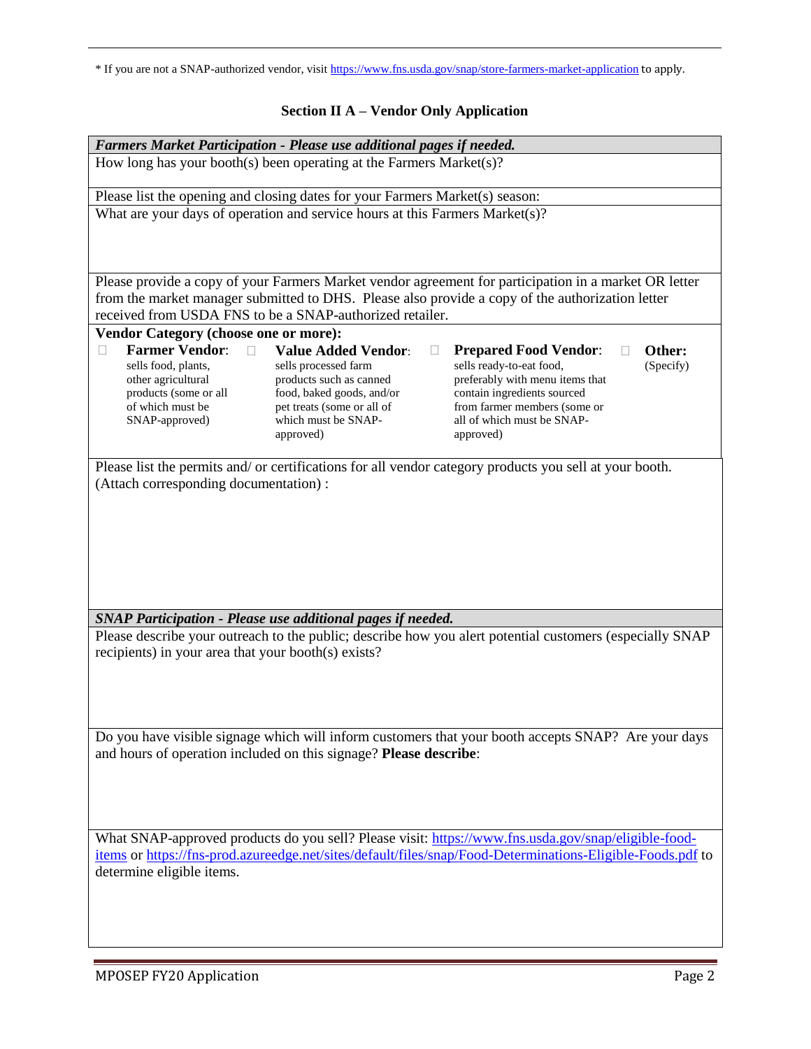* If you are not a SNAP-authorized vendor, visit https://www.fns.usda.gov/snap/store-farmers-market-application to apply.

## Section II A – Vendor Only Application

***Farmers Market Participation - Please use additional pages if needed.***

How long has your booth(s) been operating at the Farmers Market(s)?

Please list the opening and closing dates for your Farmers Market(s) season:

What are your days of operation and service hours at this Farmers Market(s)?

Please provide a copy of your Farmers Market vendor agreement for participation in a market OR letter from the market manager submitted to DHS. Please also provide a copy of the authorization letter received from USDA FNS to be a SNAP-authorized retailer.

**Vendor Category (choose one or more):**

- ☐ **Farmer Vendor**: sells food, plants, other agricultural products (some or all of which must be SNAP-approved)
- ☐ **Value Added Vendor**: sells processed farm products such as canned food, baked goods, and/or pet treats (some or all of which must be SNAP-approved)
- ☐ **Prepared Food Vendor**: sells ready-to-eat food, preferably with menu items that contain ingredients sourced from farmer members (some or all of which must be SNAP-approved)
- ☐ **Other:** (Specify)

Please list the permits and/ or certifications for all vendor category products you sell at your booth. (Attach corresponding documentation) :

***SNAP Participation - Please use additional pages if needed.***

Please describe your outreach to the public; describe how you alert potential customers (especially SNAP recipients) in your area that your booth(s) exists?

Do you have visible signage which will inform customers that your booth accepts SNAP? Are your days and hours of operation included on this signage? **Please describe**:

What SNAP-approved products do you sell? Please visit: https://www.fns.usda.gov/snap/eligible-food-items or https://fns-prod.azureedge.net/sites/default/files/snap/Food-Determinations-Eligible-Foods.pdf to determine eligible items.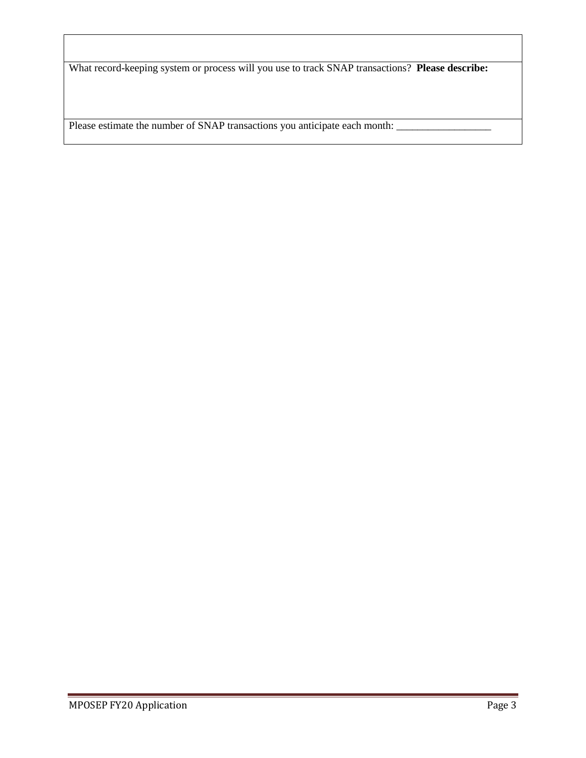| |
|---|
| What record-keeping system or process will you use to track SNAP transactions? **Please describe:** |
| Please estimate the number of SNAP transactions you anticipate each month: __________________ |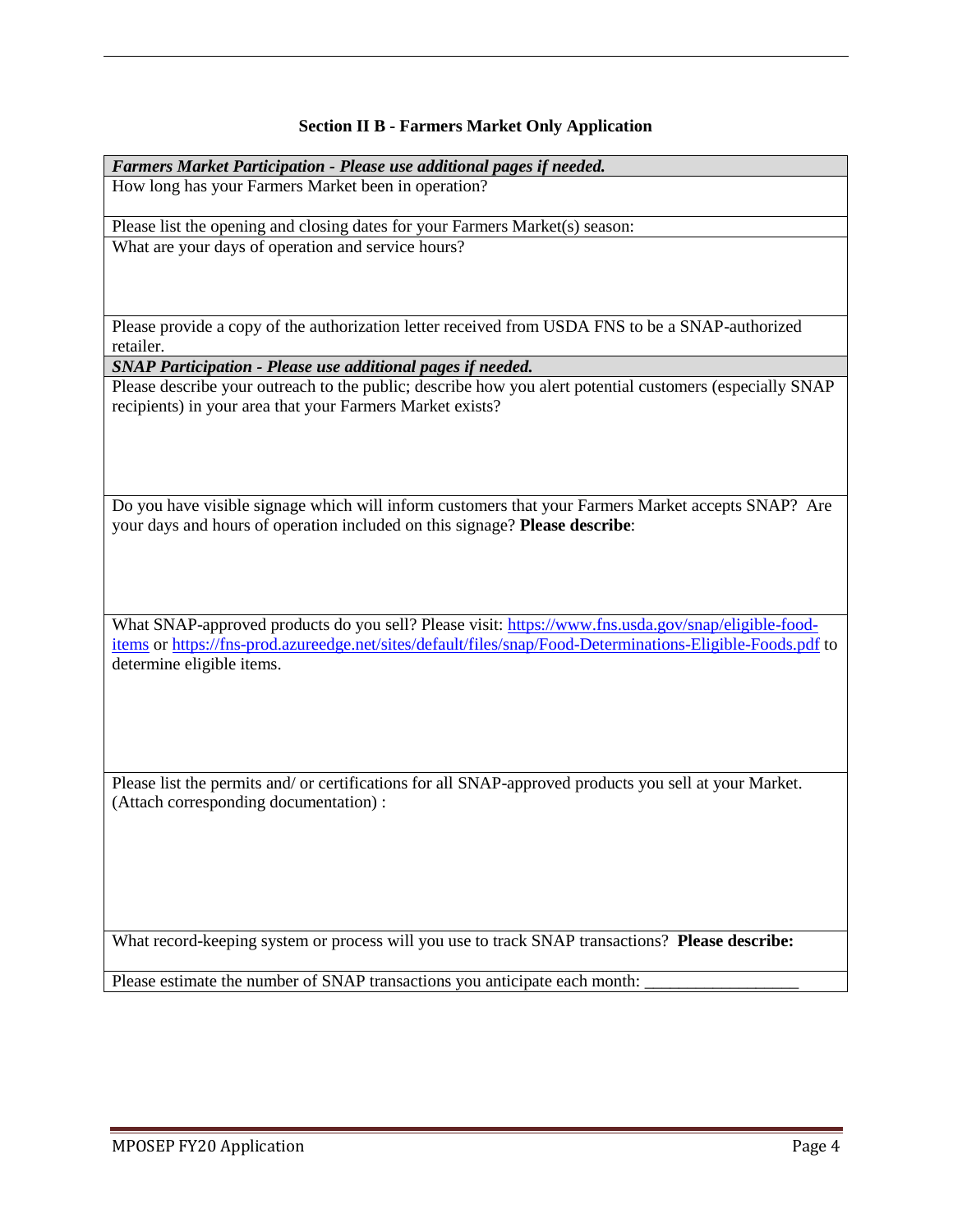## Section II B - Farmers Market Only Application

| ***Farmers Market Participation - Please use additional pages if needed.*** |
|---|
| How long has your Farmers Market been in operation? |
| Please list the opening and closing dates for your Farmers Market(s) season: |
| What are your days of operation and service hours? |
| Please provide a copy of the authorization letter received from USDA FNS to be a SNAP-authorized retailer. |
| ***SNAP Participation - Please use additional pages if needed.*** |
| Please describe your outreach to the public; describe how you alert potential customers (especially SNAP recipients) in your area that your Farmers Market exists? |
| Do you have visible signage which will inform customers that your Farmers Market accepts SNAP? Are your days and hours of operation included on this signage? **Please describe**: |
| What SNAP-approved products do you sell? Please visit: https://www.fns.usda.gov/snap/eligible-food-items or https://fns-prod.azureedge.net/sites/default/files/snap/Food-Determinations-Eligible-Foods.pdf to determine eligible items. |
| Please list the permits and/ or certifications for all SNAP-approved products you sell at your Market. (Attach corresponding documentation) : |
| What record-keeping system or process will you use to track SNAP transactions? **Please describe:** |
| Please estimate the number of SNAP transactions you anticipate each month: _________________ |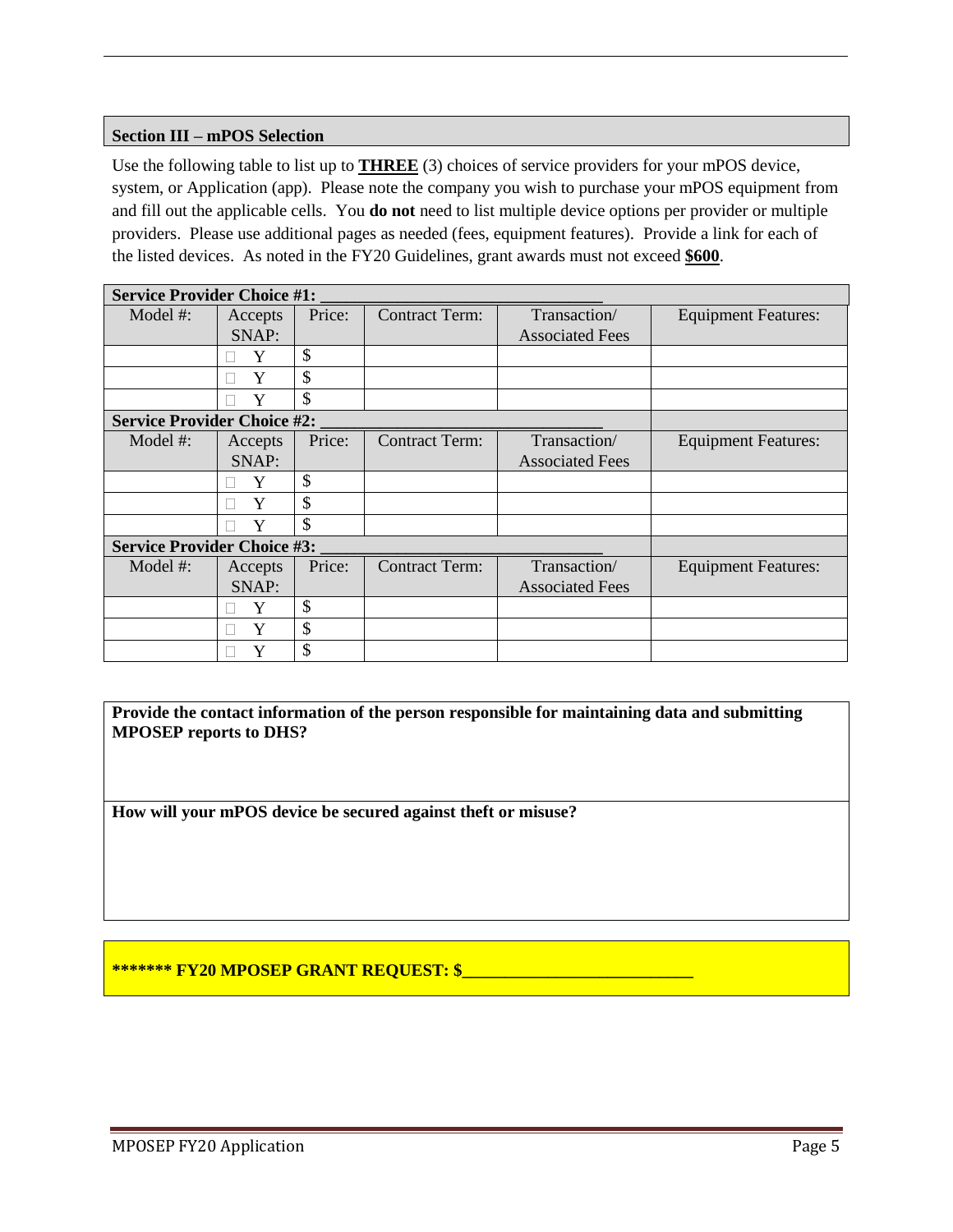## Section III – mPOS Selection

Use the following table to list up to **THREE** (3) choices of service providers for your mPOS device, system, or Application (app). Please note the company you wish to purchase your mPOS equipment from and fill out the applicable cells. You **do not** need to list multiple device options per provider or multiple providers. Please use additional pages as needed (fees, equipment features). Provide a link for each of the listed devices. As noted in the FY20 Guidelines, grant awards must not exceed **$600**.

| **Service Provider Choice #1: ______________________________** | | | | | |
|---|---|---|---|---|---|
| Model #: | Accepts SNAP: | Price: | Contract Term: | Transaction/ Associated Fees | Equipment Features: |
| | ☐ Y | $ | | | |
| | ☐ Y | $ | | | |
| | ☐ Y | $ | | | |
| **Service Provider Choice #2: ______________________________** | | | | | |
| Model #: | Accepts SNAP: | Price: | Contract Term: | Transaction/ Associated Fees | Equipment Features: |
| | ☐ Y | $ | | | |
| | ☐ Y | $ | | | |
| | ☐ Y | $ | | | |
| **Service Provider Choice #3: ______________________________** | | | | | |
| Model #: | Accepts SNAP: | Price: | Contract Term: | Transaction/ Associated Fees | Equipment Features: |
| | ☐ Y | $ | | | |
| | ☐ Y | $ | | | |
| | ☐ Y | $ | | | |

**Provide the contact information of the person responsible for maintaining data and submitting MPOSEP reports to DHS?**

**How will your mPOS device be secured against theft or misuse?**

**\*\*\*\*\*\*\* FY20 MPOSEP GRANT REQUEST: $__________________________**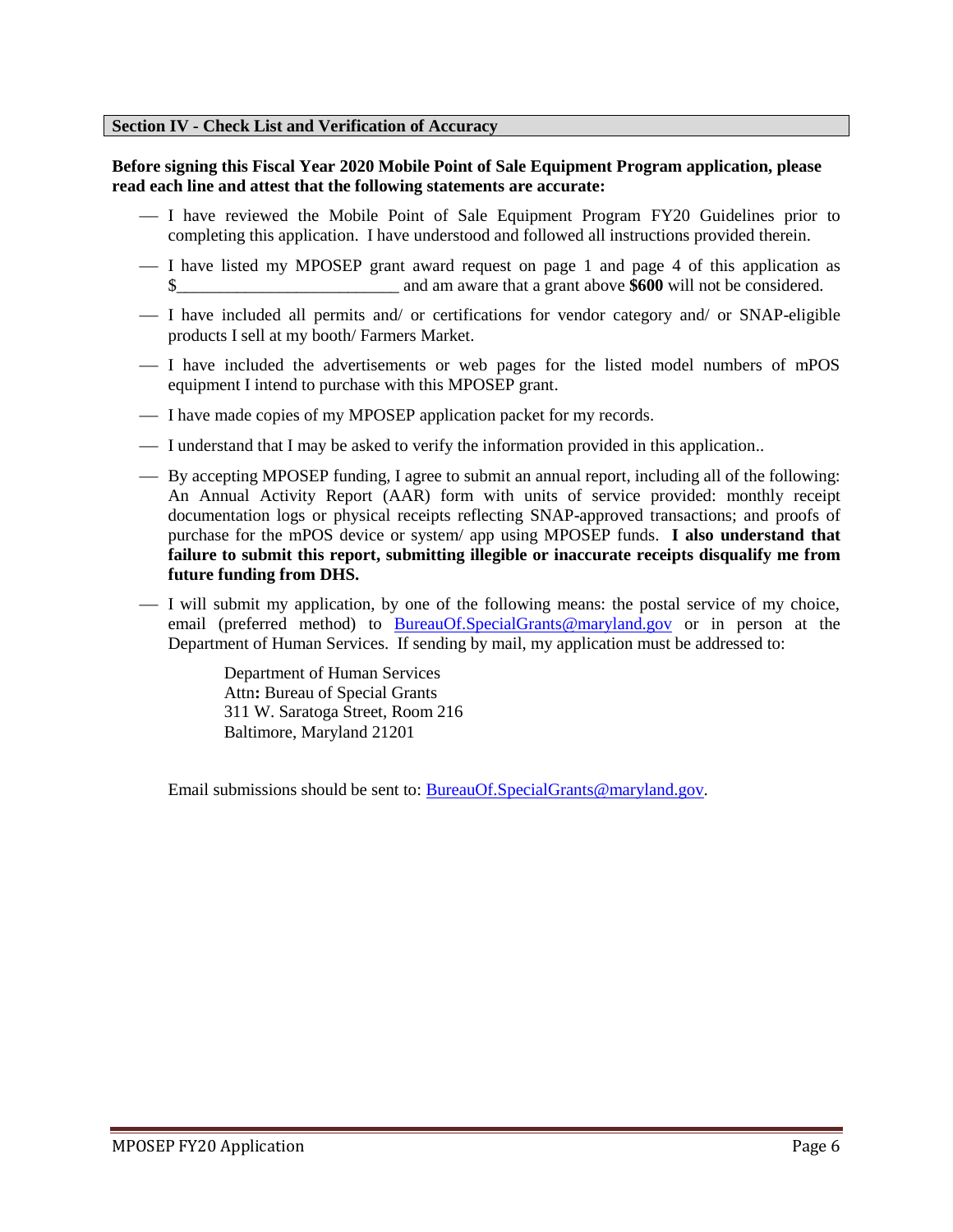## Section IV - Check List and Verification of Accuracy

**Before signing this Fiscal Year 2020 Mobile Point of Sale Equipment Program application, please read each line and attest that the following statements are accurate:**

- I have reviewed the Mobile Point of Sale Equipment Program FY20 Guidelines prior to completing this application. I have understood and followed all instructions provided therein.
- I have listed my MPOSEP grant award request on page 1 and page 4 of this application as $__________________________ and am aware that a grant above **$600** will not be considered.
- I have included all permits and/ or certifications for vendor category and/ or SNAP-eligible products I sell at my booth/ Farmers Market.
- I have included the advertisements or web pages for the listed model numbers of mPOS equipment I intend to purchase with this MPOSEP grant.
- I have made copies of my MPOSEP application packet for my records.
- I understand that I may be asked to verify the information provided in this application..
- By accepting MPOSEP funding, I agree to submit an annual report, including all of the following: An Annual Activity Report (AAR) form with units of service provided: monthly receipt documentation logs or physical receipts reflecting SNAP-approved transactions; and proofs of purchase for the mPOS device or system/ app using MPOSEP funds. **I also understand that failure to submit this report, submitting illegible or inaccurate receipts disqualify me from future funding from DHS.**
- I will submit my application, by one of the following means: the postal service of my choice, email (preferred method) to BureauOf.SpecialGrants@maryland.gov or in person at the Department of Human Services. If sending by mail, my application must be addressed to:

  Department of Human Services
  Attn**:** Bureau of Special Grants
  311 W. Saratoga Street, Room 216
  Baltimore, Maryland 21201

  Email submissions should be sent to: BureauOf.SpecialGrants@maryland.gov.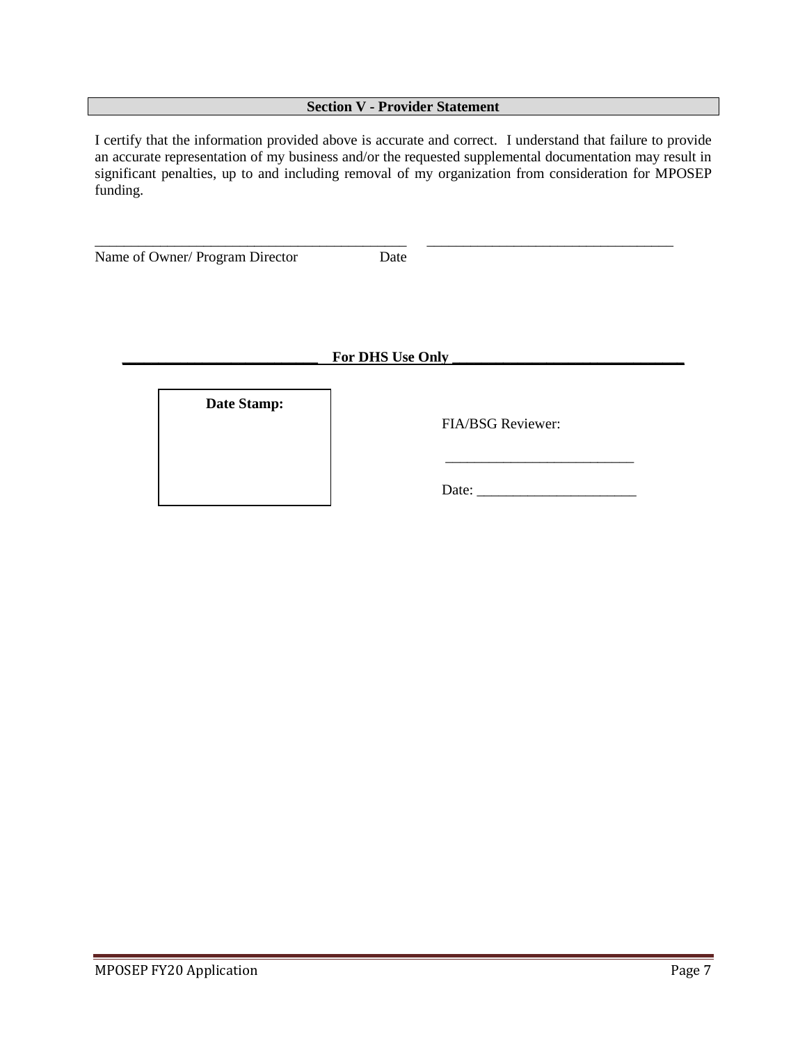## Section V - Provider Statement

I certify that the information provided above is accurate and correct. I understand that failure to provide an accurate representation of my business and/or the requested supplemental documentation may result in significant penalties, up to and including removal of my organization from consideration for MPOSEP funding.

_____________________________________________ __________________________________

Name of Owner/ Program Director Date

**For DHS Use Only**

**Date Stamp:**

FIA/BSG Reviewer:

__________________________

Date: ______________________